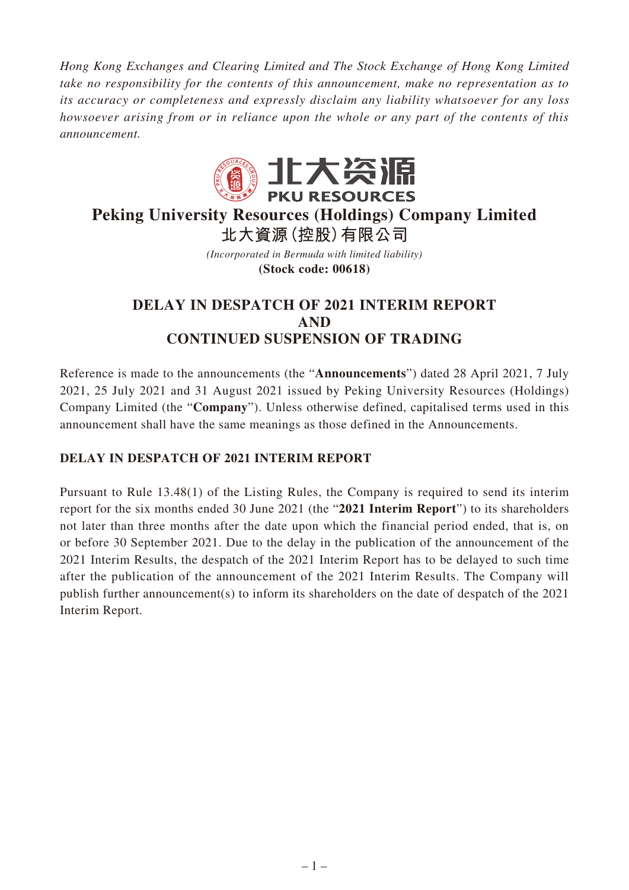*Hong Kong Exchanges and Clearing Limited and The Stock Exchange of Hong Kong Limited take no responsibility for the contents of this announcement, make no representation as to its accuracy or completeness and expressly disclaim any liability whatsoever for any loss howsoever arising from or in reliance upon the whole or any part of the contents of this announcement.*

# Peking University Resources (Holdings) Company Limited
# 北大資源(控股)有限公司

*(Incorporated in Bermuda with limited liability)*

**(Stock code: 00618)**

## DELAY IN DESPATCH OF 2021 INTERIM REPORT AND CONTINUED SUSPENSION OF TRADING

Reference is made to the announcements (the "**Announcements**") dated 28 April 2021, 7 July 2021, 25 July 2021 and 31 August 2021 issued by Peking University Resources (Holdings) Company Limited (the "**Company**"). Unless otherwise defined, capitalised terms used in this announcement shall have the same meanings as those defined in the Announcements.

### DELAY IN DESPATCH OF 2021 INTERIM REPORT

Pursuant to Rule 13.48(1) of the Listing Rules, the Company is required to send its interim report for the six months ended 30 June 2021 (the "**2021 Interim Report**") to its shareholders not later than three months after the date upon which the financial period ended, that is, on or before 30 September 2021. Due to the delay in the publication of the announcement of the 2021 Interim Results, the despatch of the 2021 Interim Report has to be delayed to such time after the publication of the announcement of the 2021 Interim Results. The Company will publish further announcement(s) to inform its shareholders on the date of despatch of the 2021 Interim Report.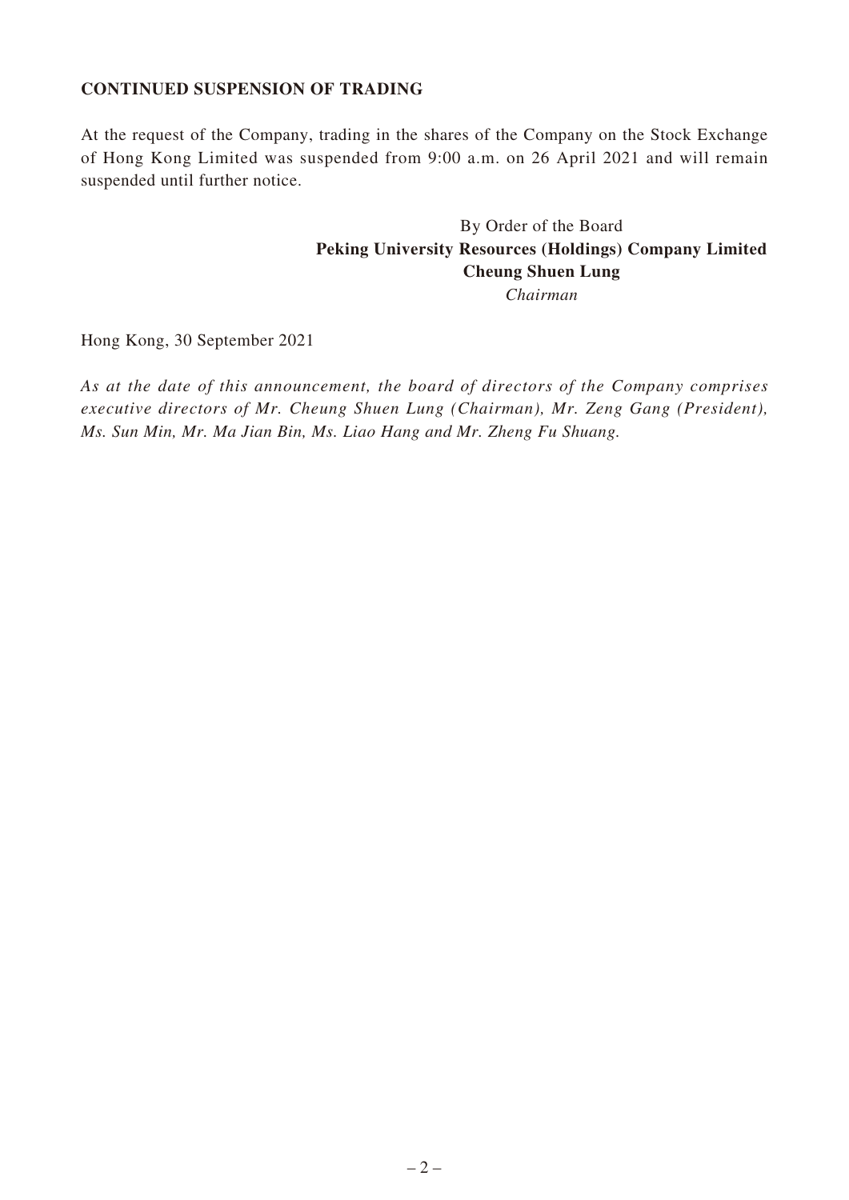**CONTINUED SUSPENSION OF TRADING**

At the request of the Company, trading in the shares of the Company on the Stock Exchange of Hong Kong Limited was suspended from 9:00 a.m. on 26 April 2021 and will remain suspended until further notice.

By Order of the Board
**Peking University Resources (Holdings) Company Limited**
**Cheung Shuen Lung**
*Chairman*

Hong Kong, 30 September 2021

*As at the date of this announcement, the board of directors of the Company comprises executive directors of Mr. Cheung Shuen Lung (Chairman), Mr. Zeng Gang (President), Ms. Sun Min, Mr. Ma Jian Bin, Ms. Liao Hang and Mr. Zheng Fu Shuang.*